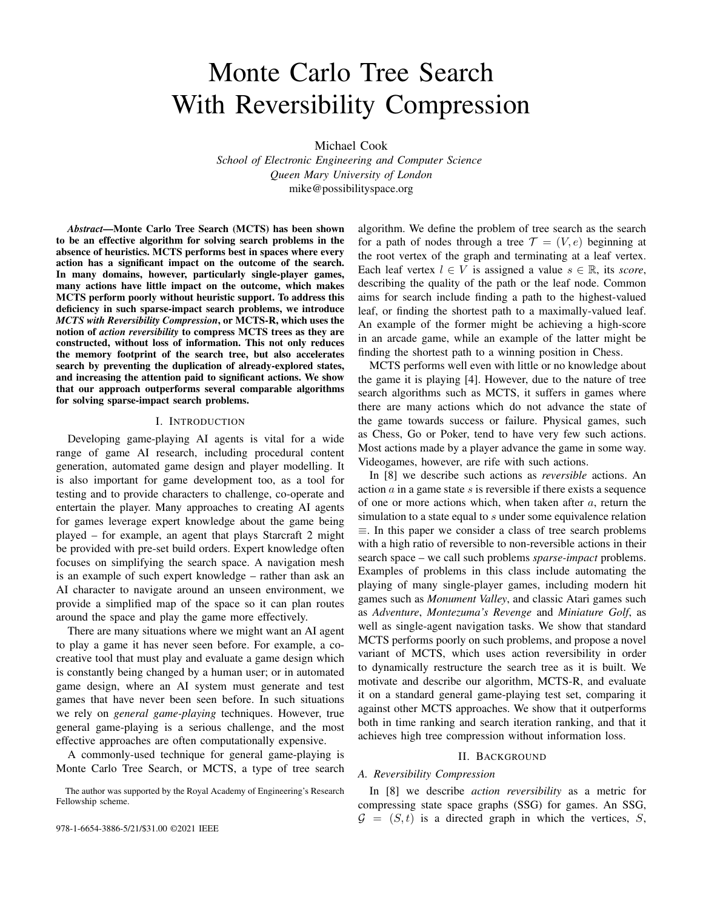# Monte Carlo Tree Search With Reversibility Compression

Michael Cook

*School of Electronic Engineering and Computer Science*
*Queen Mary University of London*
mike@possibilityspace.org

***Abstract*—Monte Carlo Tree Search (MCTS) has been shown to be an effective algorithm for solving search problems in the absence of heuristics. MCTS performs best in spaces where every action has a significant impact on the outcome of the search. In many domains, however, particularly single-player games, many actions have little impact on the outcome, which makes MCTS perform poorly without heuristic support. To address this deficiency in such sparse-impact search problems, we introduce *MCTS with Reversibility Compression*, or MCTS-R, which uses the notion of *action reversibility* to compress MCTS trees as they are constructed, without loss of information. This not only reduces the memory footprint of the search tree, but also accelerates search by preventing the duplication of already-explored states, and increasing the attention paid to significant actions. We show that our approach outperforms several comparable algorithms for solving sparse-impact search problems.**

## I. Introduction

Developing game-playing AI agents is vital for a wide range of game AI research, including procedural content generation, automated game design and player modelling. It is also important for game development too, as a tool for testing and to provide characters to challenge, co-operate and entertain the player. Many approaches to creating AI agents for games leverage expert knowledge about the game being played – for example, an agent that plays Starcraft 2 might be provided with pre-set build orders. Expert knowledge often focuses on simplifying the search space. A navigation mesh is an example of such expert knowledge – rather than ask an AI character to navigate around an unseen environment, we provide a simplified map of the space so it can plan routes around the space and play the game more effectively.

There are many situations where we might want an AI agent to play a game it has never seen before. For example, a co-creative tool that must play and evaluate a game design which is constantly being changed by a human user; or in automated game design, where an AI system must generate and test games that have never been seen before. In such situations we rely on *general game-playing* techniques. However, true general game-playing is a serious challenge, and the most effective approaches are often computationally expensive.

A commonly-used technique for general game-playing is Monte Carlo Tree Search, or MCTS, a type of tree search algorithm. We define the problem of tree search as the search for a path of nodes through a tree $\mathcal{T} = (V, e)$ beginning at the root vertex of the graph and terminating at a leaf vertex. Each leaf vertex $l \in V$ is assigned a value $s \in \mathbb{R}$, its *score*, describing the quality of the path or the leaf node. Common aims for search include finding a path to the highest-valued leaf, or finding the shortest path to a maximally-valued leaf. An example of the former might be achieving a high-score in an arcade game, while an example of the latter might be finding the shortest path to a winning position in Chess.

MCTS performs well even with little or no knowledge about the game it is playing [4]. However, due to the nature of tree search algorithms such as MCTS, it suffers in games where there are many actions which do not advance the state of the game towards success or failure. Physical games, such as Chess, Go or Poker, tend to have very few such actions. Most actions made by a player advance the game in some way. Videogames, however, are rife with such actions.

In [8] we describe such actions as *reversible* actions. An action $a$ in a game state $s$ is reversible if there exists a sequence of one or more actions which, when taken after $a$, return the simulation to a state equal to $s$ under some equivalence relation $\equiv$. In this paper we consider a class of tree search problems with a high ratio of reversible to non-reversible actions in their search space – we call such problems *sparse-impact* problems. Examples of problems in this class include automating the playing of many single-player games, including modern hit games such as *Monument Valley*, and classic Atari games such as *Adventure*, *Montezuma's Revenge* and *Miniature Golf*, as well as single-agent navigation tasks. We show that standard MCTS performs poorly on such problems, and propose a novel variant of MCTS, which uses action reversibility in order to dynamically restructure the search tree as it is built. We motivate and describe our algorithm, MCTS-R, and evaluate it on a standard general game-playing test set, comparing it against other MCTS approaches. We show that it outperforms both in time ranking and search iteration ranking, and that it achieves high tree compression without information loss.

## II. Background

### A. Reversibility Compression

In [8] we describe *action reversibility* as a metric for compressing state space graphs (SSG) for games. An SSG, $\mathcal{G} = (S, t)$ is a directed graph in which the vertices, $S$,

The author was supported by the Royal Academy of Engineering's Research Fellowship scheme.

978-1-6654-3886-5/21/$31.00 ©2021 IEEE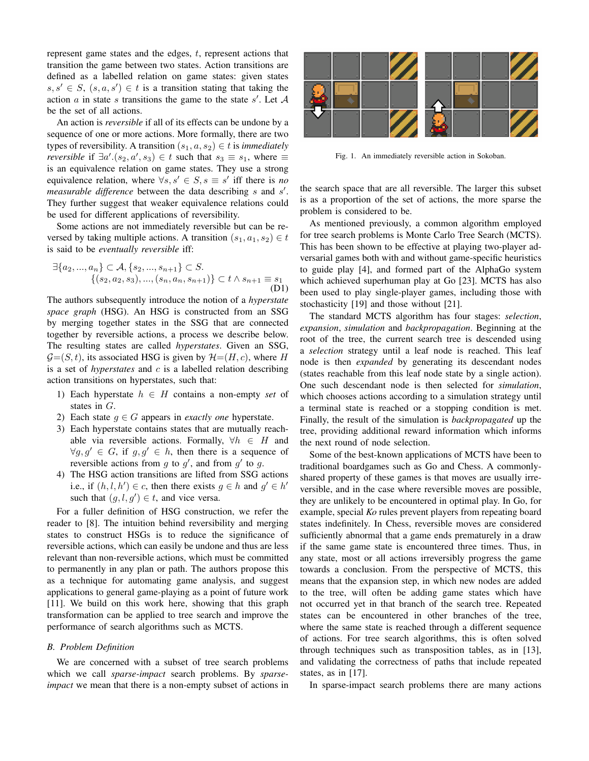represent game states and the edges, $t$, represent actions that transition the game between two states. Action transitions are defined as a labelled relation on game states: given states $s, s' \in S$, $(s, a, s') \in t$ is a transition stating that taking the action $a$ in state $s$ transitions the game to the state $s'$. Let $\mathcal{A}$ be the set of all actions.

An action is *reversible* if all of its effects can be undone by a sequence of one or more actions. More formally, there are two types of reversibility. A transition $(s_1, a, s_2) \in t$ is *immediately reversible* if $\exists a'.(s_2, a', s_3) \in t$ such that $s_3 \equiv s_1$, where $\equiv$ is an equivalence relation on game states. They use a strong equivalence relation, where $\forall s, s' \in S, s \equiv s'$ iff there is *no measurable difference* between the data describing $s$ and $s'$. They further suggest that weaker equivalence relations could be used for different applications of reversibility.

Some actions are not immediately reversible but can be reversed by taking multiple actions. A transition $(s_1, a_1, s_2) \in t$ is said to be *eventually reversible* iff:

$$\exists \{a_2, ..., a_n\} \subset \mathcal{A}, \{s_2, ..., s_{n+1}\} \subset S. \\ \{(s_2, a_2, s_3), ..., (s_n, a_n, s_{n+1})\} \subset t \wedge s_{n+1} \equiv s_1 \quad \text{(D1)}$$

The authors subsequently introduce the notion of a *hyperstate space graph* (HSG). An HSG is constructed from an SSG by merging together states in the SSG that are connected together by reversible actions, a process we describe below. The resulting states are called *hyperstates*. Given an SSG, $\mathcal{G}=(S, t)$, its associated HSG is given by $\mathcal{H}=(H, c)$, where $H$ is a set of *hyperstates* and $c$ is a labelled relation describing action transitions on hyperstates, such that:

1) Each hyperstate $h \in H$ contains a non-empty *set* of states in $G$.
2) Each state $g \in G$ appears in *exactly one* hyperstate.
3) Each hyperstate contains states that are mutually reachable via reversible actions. Formally, $\forall h \in H$ and $\forall g, g' \in G$, if $g, g' \in h$, then there is a sequence of reversible actions from $g$ to $g'$, and from $g'$ to $g$.
4) The HSG action transitions are lifted from SSG actions i.e., if $(h, l, h') \in c$, then there exists $g \in h$ and $g' \in h'$ such that $(g, l, g') \in t$, and vice versa.

For a fuller definition of HSG construction, we refer the reader to [8]. The intuition behind reversibility and merging states to construct HSGs is to reduce the significance of reversible actions, which can easily be undone and thus are less relevant than non-reversible actions, which must be committed to permanently in any plan or path. The authors propose this as a technique for automating game analysis, and suggest applications to general game-playing as a point of future work [11]. We build on this work here, showing that this graph transformation can be applied to tree search and improve the performance of search algorithms such as MCTS.

### B. Problem Definition

We are concerned with a subset of tree search problems which we call *sparse-impact* search problems. By *sparse-impact* we mean that there is a non-empty subset of actions in the search space that are all reversible. The larger this subset is as a proportion of the set of actions, the more sparse the problem is considered to be.

Fig. 1. An immediately reversible action in Sokoban.

As mentioned previously, a common algorithm employed for tree search problems is Monte Carlo Tree Search (MCTS). This has been shown to be effective at playing two-player adversarial games both with and without game-specific heuristics to guide play [4], and formed part of the AlphaGo system which achieved superhuman play at Go [23]. MCTS has also been used to play single-player games, including those with stochasticity [19] and those without [21].

The standard MCTS algorithm has four stages: *selection*, *expansion*, *simulation* and *backpropagation*. Beginning at the root of the tree, the current search tree is descended using a *selection* strategy until a leaf node is reached. This leaf node is then *expanded* by generating its descendant nodes (states reachable from this leaf node state by a single action). One such descendant node is then selected for *simulation*, which chooses actions according to a simulation strategy until a terminal state is reached or a stopping condition is met. Finally, the result of the simulation is *backpropagated* up the tree, providing additional reward information which informs the next round of node selection.

Some of the best-known applications of MCTS have been to traditional boardgames such as Go and Chess. A commonly-shared property of these games is that moves are usually irreversible, and in the case where reversible moves are possible, they are unlikely to be encountered in optimal play. In Go, for example, special *Ko* rules prevent players from repeating board states indefinitely. In Chess, reversible moves are considered sufficiently abnormal that a game ends prematurely in a draw if the same game state is encountered three times. Thus, in any state, most or all actions irreversibly progress the game towards a conclusion. From the perspective of MCTS, this means that the expansion step, in which new nodes are added to the tree, will often be adding game states which have not occurred yet in that branch of the search tree. Repeated states can be encountered in other branches of the tree, where the same state is reached through a different sequence of actions. For tree search algorithms, this is often solved through techniques such as transposition tables, as in [13], and validating the correctness of paths that include repeated states, as in [17].

In sparse-impact search problems there are many actions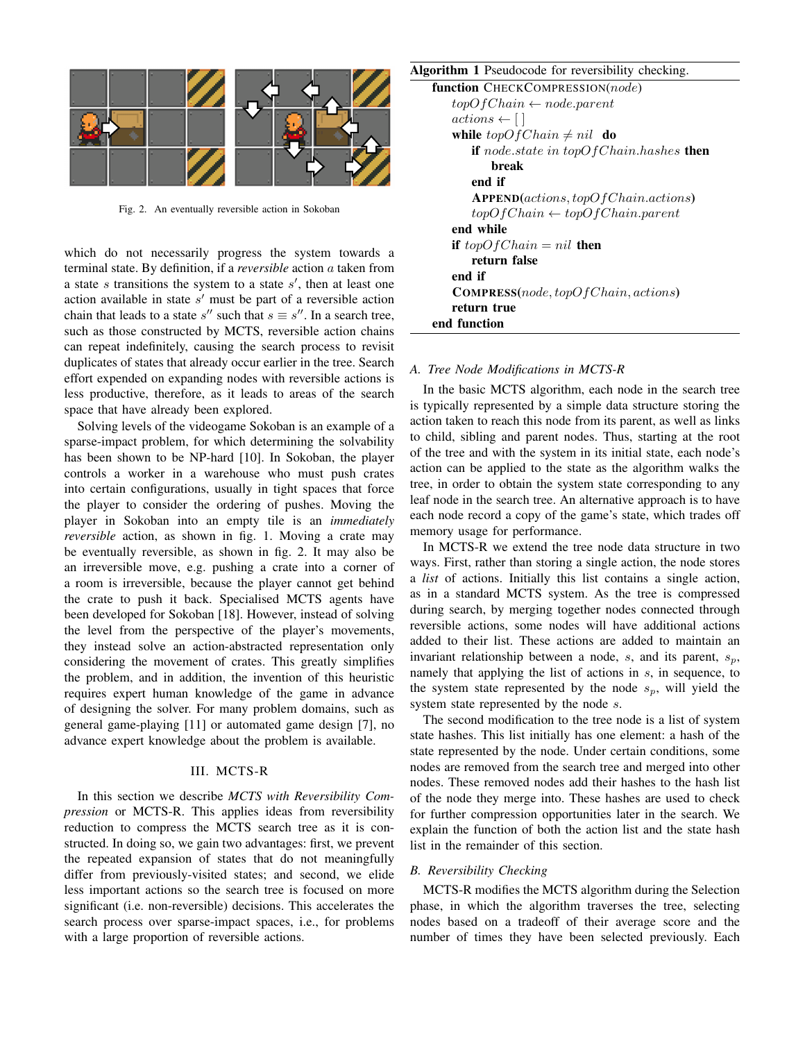Fig. 2. An eventually reversible action in Sokoban

which do not necessarily progress the system towards a terminal state. By definition, if a *reversible* action $a$ taken from a state $s$ transitions the system to a state $s'$, then at least one action available in state $s'$ must be part of a reversible action chain that leads to a state $s''$ such that $s \equiv s''$. In a search tree, such as those constructed by MCTS, reversible action chains can repeat indefinitely, causing the search process to revisit duplicates of states that already occur earlier in the tree. Search effort expended on expanding nodes with reversible actions is less productive, therefore, as it leads to areas of the search space that have already been explored.

Solving levels of the videogame Sokoban is an example of a sparse-impact problem, for which determining the solvability has been shown to be NP-hard [10]. In Sokoban, the player controls a worker in a warehouse who must push crates into certain configurations, usually in tight spaces that force the player to consider the ordering of pushes. Moving the player in Sokoban into an empty tile is an *immediately reversible* action, as shown in fig. 1. Moving a crate may be eventually reversible, as shown in fig. 2. It may also be an irreversible move, e.g. pushing a crate into a corner of a room is irreversible, because the player cannot get behind the crate to push it back. Specialised MCTS agents have been developed for Sokoban [18]. However, instead of solving the level from the perspective of the player's movements, they instead solve an action-abstracted representation only considering the movement of crates. This greatly simplifies the problem, and in addition, the invention of this heuristic requires expert human knowledge of the game in advance of designing the solver. For many problem domains, such as general game-playing [11] or automated game design [7], no advance expert knowledge about the problem is available.

## III. MCTS-R

In this section we describe *MCTS with Reversibility Compression* or MCTS-R. This applies ideas from reversibility reduction to compress the MCTS search tree as it is constructed. In doing so, we gain two advantages: first, we prevent the repeated expansion of states that do not meaningfully differ from previously-visited states; and second, we elide less important actions so the search tree is focused on more significant (i.e. non-reversible) decisions. This accelerates the search process over sparse-impact spaces, i.e., for problems with a large proportion of reversible actions.

**Algorithm 1** Pseudocode for reversibility checking.

```
function CheckCompression(node)
    topOfChain ← node.parent
    actions ← [ ]
    while topOfChain ≠ nil do
        if node.state in topOfChain.hashes then
            break
        end if
        Append(actions, topOfChain.actions)
        topOfChain ← topOfChain.parent
    end while
    if topOfChain = nil then
        return false
    end if
    Compress(node, topOfChain, actions)
    return true
end function
```

### A. Tree Node Modifications in MCTS-R

In the basic MCTS algorithm, each node in the search tree is typically represented by a simple data structure storing the action taken to reach this node from its parent, as well as links to child, sibling and parent nodes. Thus, starting at the root of the tree and with the system in its initial state, each node's action can be applied to the state as the algorithm walks the tree, in order to obtain the system state corresponding to any leaf node in the search tree. An alternative approach is to have each node record a copy of the game's state, which trades off memory usage for performance.

In MCTS-R we extend the tree node data structure in two ways. First, rather than storing a single action, the node stores a *list* of actions. Initially this list contains a single action, as in a standard MCTS system. As the tree is compressed during search, by merging together nodes connected through reversible actions, some nodes will have additional actions added to their list. These actions are added to maintain an invariant relationship between a node, $s$, and its parent, $s_p$, namely that applying the list of actions in $s$, in sequence, to the system state represented by the node $s_p$, will yield the system state represented by the node $s$.

The second modification to the tree node is a list of system state hashes. This list initially has one element: a hash of the state represented by the node. Under certain conditions, some nodes are removed from the search tree and merged into other nodes. These removed nodes add their hashes to the hash list of the node they merge into. These hashes are used to check for further compression opportunities later in the search. We explain the function of both the action list and the state hash list in the remainder of this section.

### B. Reversibility Checking

MCTS-R modifies the MCTS algorithm during the Selection phase, in which the algorithm traverses the tree, selecting nodes based on a tradeoff of their average score and the number of times they have been selected previously. Each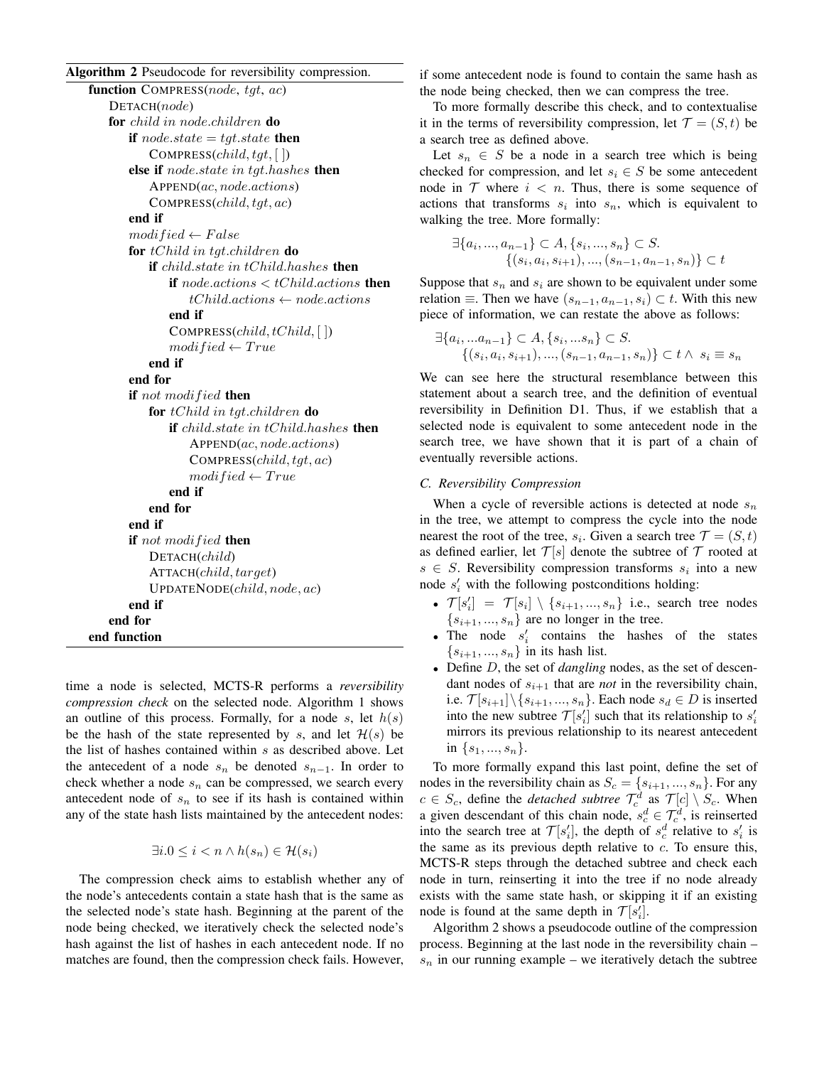**Algorithm 2** Pseudocode for reversibility compression.

```
function COMPRESS(node, tgt, ac)
    DETACH(node)
    for child in node.children do
        if node.state = tgt.state then
            COMPRESS(child, tgt, [ ])
        else if node.state in tgt.hashes then
            APPEND(ac, node.actions)
            COMPRESS(child, tgt, ac)
        end if
        modified ← False
        for tChild in tgt.children do
            if child.state in tChild.hashes then
                if node.actions < tChild.actions then
                    tChild.actions ← node.actions
                end if
                COMPRESS(child, tChild, [ ])
                modified ← True
            end if
        end for
        if not modified then
            for tChild in tgt.children do
                if child.state in tChild.hashes then
                    APPEND(ac, node.actions)
                    COMPRESS(child, tgt, ac)
                    modified ← True
                end if
            end for
        end if
        if not modified then
            DETACH(child)
            ATTACH(child, target)
            UPDATENODE(child, node, ac)
        end if
    end for
end function
```

time a node is selected, MCTS-R performs a *reversibility compression check* on the selected node. Algorithm 1 shows an outline of this process. Formally, for a node $s$, let $h(s)$ be the hash of the state represented by $s$, and let $\mathcal{H}(s)$ be the list of hashes contained within $s$ as described above. Let the antecedent of a node $s_n$ be denoted $s_{n-1}$. In order to check whether a node $s_n$ can be compressed, we search every antecedent node of $s_n$ to see if its hash is contained within any of the state hash lists maintained by the antecedent nodes:

$$\exists i. 0 \leq i < n \wedge h(s_n) \in \mathcal{H}(s_i)$$

The compression check aims to establish whether any of the node's antecedents contain a state hash that is the same as the selected node's state hash. Beginning at the parent of the node being checked, we iteratively check the selected node's hash against the list of hashes in each antecedent node. If no matches are found, then the compression check fails. However, if some antecedent node is found to contain the same hash as the node being checked, then we can compress the tree.

To more formally describe this check, and to contextualise it in the terms of reversibility compression, let $\mathcal{T} = (S, t)$ be a search tree as defined above.

Let $s_n \in S$ be a node in a search tree which is being checked for compression, and let $s_i \in S$ be some antecedent node in $\mathcal{T}$ where $i < n$. Thus, there is some sequence of actions that transforms $s_i$ into $s_n$, which is equivalent to walking the tree. More formally:

$$\exists \{a_i, ..., a_{n-1}\} \subset A, \{s_i, ..., s_n\} \subset S. \\ \{(s_i, a_i, s_{i+1}), ..., (s_{n-1}, a_{n-1}, s_n)\} \subset t$$

Suppose that $s_n$ and $s_i$ are shown to be equivalent under some relation $\equiv$. Then we have $(s_{n-1}, a_{n-1}, s_i) \subset t$. With this new piece of information, we can restate the above as follows:

$$\exists \{a_i, ...a_{n-1}\} \subset A, \{s_i, ...s_n\} \subset S. \\ \{(s_i, a_i, s_{i+1}), ..., (s_{n-1}, a_{n-1}, s_n)\} \subset t \wedge \ s_i \equiv s_n$$

We can see here the structural resemblance between this statement about a search tree, and the definition of eventual reversibility in Definition D1. Thus, if we establish that a selected node is equivalent to some antecedent node in the search tree, we have shown that it is part of a chain of eventually reversible actions.

### C. Reversibility Compression

When a cycle of reversible actions is detected at node $s_n$ in the tree, we attempt to compress the cycle into the node nearest the root of the tree, $s_i$. Given a search tree $\mathcal{T} = (S, t)$ as defined earlier, let $\mathcal{T}[s]$ denote the subtree of $\mathcal{T}$ rooted at $s \in S$. Reversibility compression transforms $s_i$ into a new node $s'_i$ with the following postconditions holding:

- $\mathcal{T}[s'_i] = \mathcal{T}[s_i] \setminus \{s_{i+1}, ..., s_n\}$ i.e., search tree nodes $\{s_{i+1}, ..., s_n\}$ are no longer in the tree.
- The node $s'_i$ contains the hashes of the states $\{s_{i+1}, ..., s_n\}$ in its hash list.
- Define $D$, the set of *dangling* nodes, as the set of descendant nodes of $s_{i+1}$ that are *not* in the reversibility chain, i.e. $\mathcal{T}[s_{i+1}] \setminus \{s_{i+1}, ..., s_n\}$. Each node $s_d \in D$ is inserted into the new subtree $\mathcal{T}[s'_i]$ such that its relationship to $s'_i$ mirrors its previous relationship to its nearest antecedent in $\{s_1, ..., s_n\}$.

To more formally expand this last point, define the set of nodes in the reversibility chain as $S_c = \{s_{i+1}, ..., s_n\}$. For any $c \in S_c$, define the *detached subtree* $\mathcal{T}^d_c$ as $\mathcal{T}[c] \setminus S_c$. When a given descendant of this chain node, $s^d_c \in \mathcal{T}^d_c$, is reinserted into the search tree at $\mathcal{T}[s'_i]$, the depth of $s^d_c$ relative to $s'_i$ is the same as its previous depth relative to $c$. To ensure this, MCTS-R steps through the detached subtree and check each node in turn, reinserting it into the tree if no node already exists with the same state hash, or skipping it if an existing node is found at the same depth in $\mathcal{T}[s'_i]$.

Algorithm 2 shows a pseudocode outline of the compression process. Beginning at the last node in the reversibility chain – $s_n$ in our running example – we iteratively detach the subtree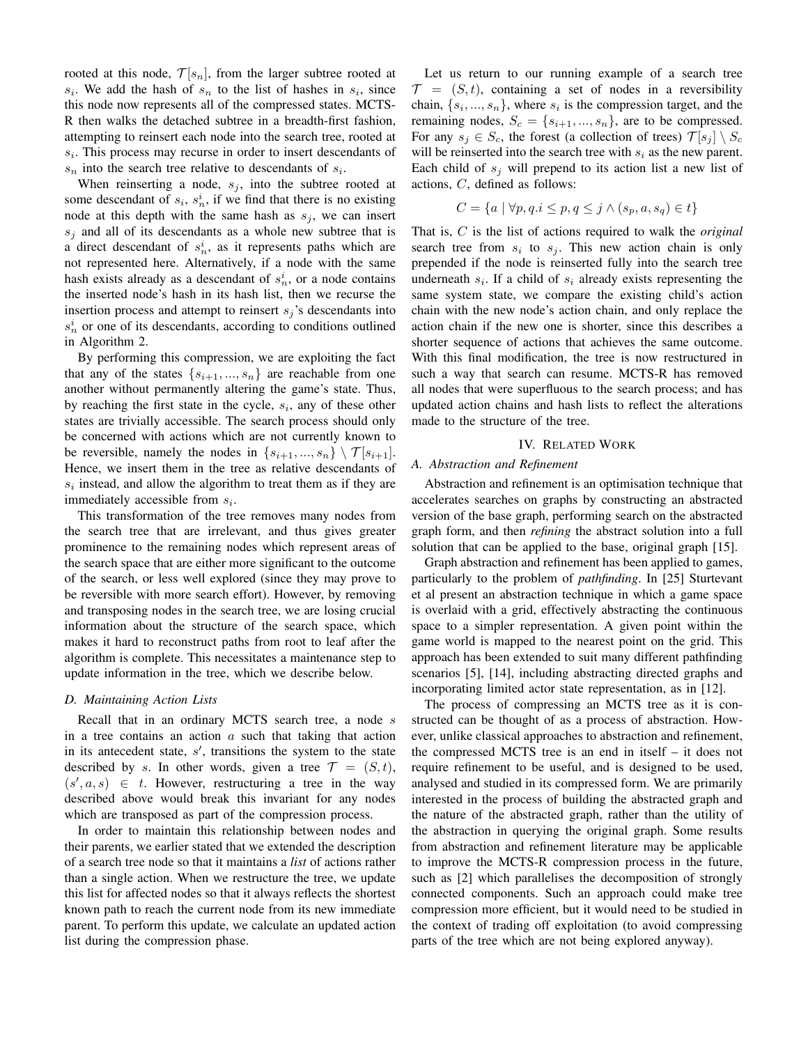rooted at this node, $\mathcal{T}[s_n]$, from the larger subtree rooted at $s_i$. We add the hash of $s_n$ to the list of hashes in $s_i$, since this node now represents all of the compressed states. MCTS-R then walks the detached subtree in a breadth-first fashion, attempting to reinsert each node into the search tree, rooted at $s_i$. This process may recurse in order to insert descendants of $s_n$ into the search tree relative to descendants of $s_i$.

When reinserting a node, $s_j$, into the subtree rooted at some descendant of $s_i$, $s_n^i$, if we find that there is no existing node at this depth with the same hash as $s_j$, we can insert $s_j$ and all of its descendants as a whole new subtree that is a direct descendant of $s_n^i$, as it represents paths which are not represented here. Alternatively, if a node with the same hash exists already as a descendant of $s_n^i$, or a node contains the inserted node's hash in its hash list, then we recurse the insertion process and attempt to reinsert $s_j$'s descendants into $s_n^i$ or one of its descendants, according to conditions outlined in Algorithm 2.

By performing this compression, we are exploiting the fact that any of the states $\{s_{i+1}, ..., s_n\}$ are reachable from one another without permanently altering the game's state. Thus, by reaching the first state in the cycle, $s_i$, any of these other states are trivially accessible. The search process should only be concerned with actions which are not currently known to be reversible, namely the nodes in $\{s_{i+1}, ..., s_n\} \setminus \mathcal{T}[s_{i+1}]$. Hence, we insert them in the tree as relative descendants of $s_i$ instead, and allow the algorithm to treat them as if they are immediately accessible from $s_i$.

This transformation of the tree removes many nodes from the search tree that are irrelevant, and thus gives greater prominence to the remaining nodes which represent areas of the search space that are either more significant to the outcome of the search, or less well explored (since they may prove to be reversible with more search effort). However, by removing and transposing nodes in the search tree, we are losing crucial information about the structure of the search space, which makes it hard to reconstruct paths from root to leaf after the algorithm is complete. This necessitates a maintenance step to update information in the tree, which we describe below.

### D. Maintaining Action Lists

Recall that in an ordinary MCTS search tree, a node $s$ in a tree contains an action $a$ such that taking that action in its antecedent state, $s'$, transitions the system to the state described by $s$. In other words, given a tree $\mathcal{T} = (S, t)$, $(s', a, s) \in t$. However, restructuring a tree in the way described above would break this invariant for any nodes which are transposed as part of the compression process.

In order to maintain this relationship between nodes and their parents, we earlier stated that we extended the description of a search tree node so that it maintains a *list* of actions rather than a single action. When we restructure the tree, we update this list for affected nodes so that it always reflects the shortest known path to reach the current node from its new immediate parent. To perform this update, we calculate an updated action list during the compression phase.

Let us return to our running example of a search tree $\mathcal{T} = (S, t)$, containing a set of nodes in a reversibility chain, $\{s_i, ..., s_n\}$, where $s_i$ is the compression target, and the remaining nodes, $S_c = \{s_{i+1}, ..., s_n\}$, are to be compressed. For any $s_j \in S_c$, the forest (a collection of trees) $\mathcal{T}[s_j] \setminus S_c$ will be reinserted into the search tree with $s_i$ as the new parent. Each child of $s_j$ will prepend to its action list a new list of actions, $C$, defined as follows:

$$C = \{a \mid \forall p, q. i \leq p, q \leq j \wedge (s_p, a, s_q) \in t\}$$

That is, $C$ is the list of actions required to walk the *original* search tree from $s_i$ to $s_j$. This new action chain is only prepended if the node is reinserted fully into the search tree underneath $s_i$. If a child of $s_i$ already exists representing the same system state, we compare the existing child's action chain with the new node's action chain, and only replace the action chain if the new one is shorter, since this describes a shorter sequence of actions that achieves the same outcome. With this final modification, the tree is now restructured in such a way that search can resume. MCTS-R has removed all nodes that were superfluous to the search process; and has updated action chains and hash lists to reflect the alterations made to the structure of the tree.

## IV. Related Work

### A. Abstraction and Refinement

Abstraction and refinement is an optimisation technique that accelerates searches on graphs by constructing an abstracted version of the base graph, performing search on the abstracted graph form, and then *refining* the abstract solution into a full solution that can be applied to the base, original graph [15].

Graph abstraction and refinement has been applied to games, particularly to the problem of *pathfinding*. In [25] Sturtevant et al present an abstraction technique in which a game space is overlaid with a grid, effectively abstracting the continuous space to a simpler representation. A given point within the game world is mapped to the nearest point on the grid. This approach has been extended to suit many different pathfinding scenarios [5], [14], including abstracting directed graphs and incorporating limited actor state representation, as in [12].

The process of compressing an MCTS tree as it is constructed can be thought of as a process of abstraction. However, unlike classical approaches to abstraction and refinement, the compressed MCTS tree is an end in itself – it does not require refinement to be useful, and is designed to be used, analysed and studied in its compressed form. We are primarily interested in the process of building the abstracted graph and the nature of the abstracted graph, rather than the utility of the abstraction in querying the original graph. Some results from abstraction and refinement literature may be applicable to improve the MCTS-R compression process in the future, such as [2] which parallelises the decomposition of strongly connected components. Such an approach could make tree compression more efficient, but it would need to be studied in the context of trading off exploitation (to avoid compressing parts of the tree which are not being explored anyway).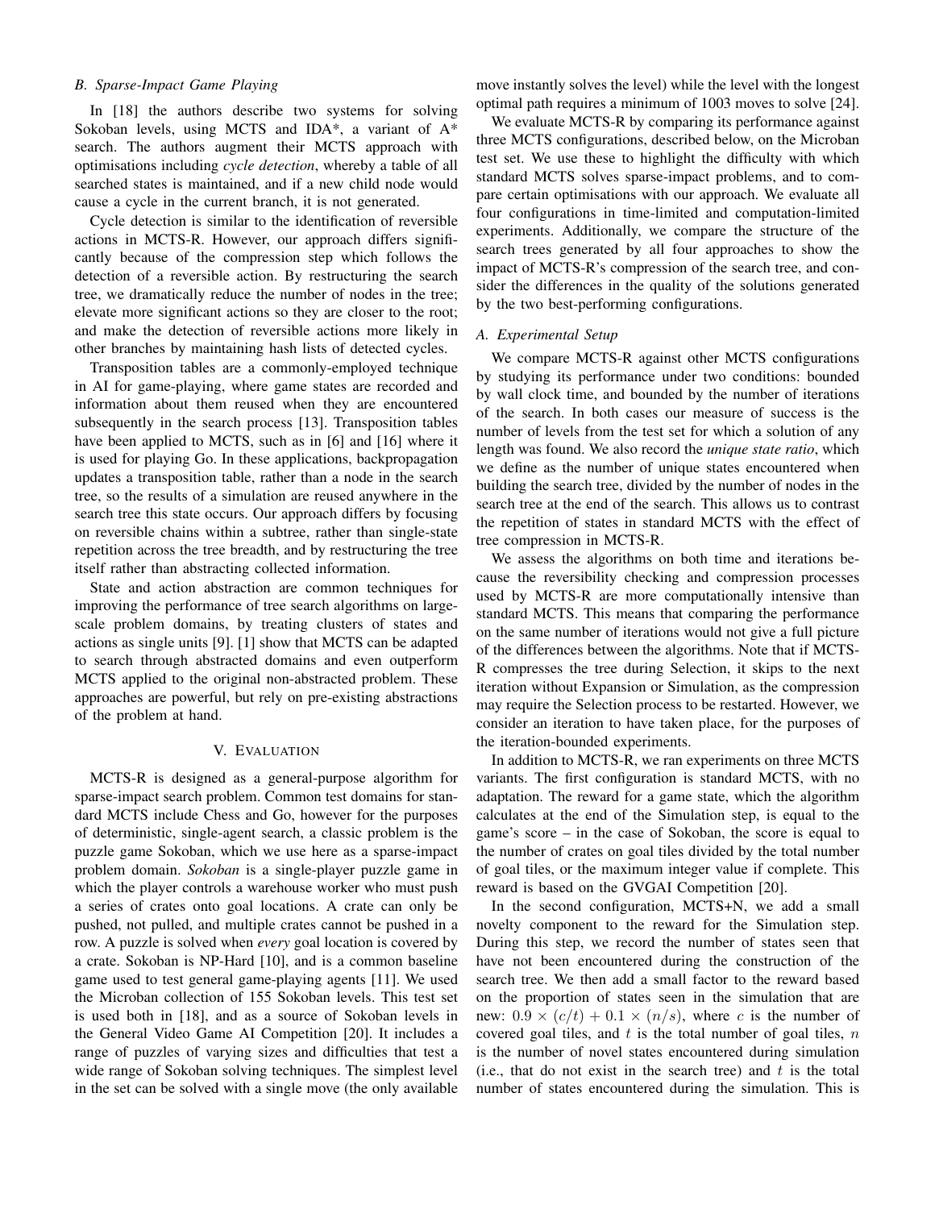### B. Sparse-Impact Game Playing

In [18] the authors describe two systems for solving Sokoban levels, using MCTS and IDA*, a variant of A* search. The authors augment their MCTS approach with optimisations including *cycle detection*, whereby a table of all searched states is maintained, and if a new child node would cause a cycle in the current branch, it is not generated.

Cycle detection is similar to the identification of reversible actions in MCTS-R. However, our approach differs significantly because of the compression step which follows the detection of a reversible action. By restructuring the search tree, we dramatically reduce the number of nodes in the tree; elevate more significant actions so they are closer to the root; and make the detection of reversible actions more likely in other branches by maintaining hash lists of detected cycles.

Transposition tables are a commonly-employed technique in AI for game-playing, where game states are recorded and information about them reused when they are encountered subsequently in the search process [13]. Transposition tables have been applied to MCTS, such as in [6] and [16] where it is used for playing Go. In these applications, backpropagation updates a transposition table, rather than a node in the search tree, so the results of a simulation are reused anywhere in the search tree this state occurs. Our approach differs by focusing on reversible chains within a subtree, rather than single-state repetition across the tree breadth, and by restructuring the tree itself rather than abstracting collected information.

State and action abstraction are common techniques for improving the performance of tree search algorithms on large-scale problem domains, by treating clusters of states and actions as single units [9]. [1] show that MCTS can be adapted to search through abstracted domains and even outperform MCTS applied to the original non-abstracted problem. These approaches are powerful, but rely on pre-existing abstractions of the problem at hand.

## V. Evaluation

MCTS-R is designed as a general-purpose algorithm for sparse-impact search problem. Common test domains for standard MCTS include Chess and Go, however for the purposes of deterministic, single-agent search, a classic problem is the puzzle game Sokoban, which we use here as a sparse-impact problem domain. *Sokoban* is a single-player puzzle game in which the player controls a warehouse worker who must push a series of crates onto goal locations. A crate can only be pushed, not pulled, and multiple crates cannot be pushed in a row. A puzzle is solved when *every* goal location is covered by a crate. Sokoban is NP-Hard [10], and is a common baseline game used to test general game-playing agents [11]. We used the Microban collection of 155 Sokoban levels. This test set is used both in [18], and as a source of Sokoban levels in the General Video Game AI Competition [20]. It includes a range of puzzles of varying sizes and difficulties that test a wide range of Sokoban solving techniques. The simplest level in the set can be solved with a single move (the only available move instantly solves the level) while the level with the longest optimal path requires a minimum of 1003 moves to solve [24].

We evaluate MCTS-R by comparing its performance against three MCTS configurations, described below, on the Microban test set. We use these to highlight the difficulty with which standard MCTS solves sparse-impact problems, and to compare certain optimisations with our approach. We evaluate all four configurations in time-limited and computation-limited experiments. Additionally, we compare the structure of the search trees generated by all four approaches to show the impact of MCTS-R's compression of the search tree, and consider the differences in the quality of the solutions generated by the two best-performing configurations.

### A. Experimental Setup

We compare MCTS-R against other MCTS configurations by studying its performance under two conditions: bounded by wall clock time, and bounded by the number of iterations of the search. In both cases our measure of success is the number of levels from the test set for which a solution of any length was found. We also record the *unique state ratio*, which we define as the number of unique states encountered when building the search tree, divided by the number of nodes in the search tree at the end of the search. This allows us to contrast the repetition of states in standard MCTS with the effect of tree compression in MCTS-R.

We assess the algorithms on both time and iterations because the reversibility checking and compression processes used by MCTS-R are more computationally intensive than standard MCTS. This means that comparing the performance on the same number of iterations would not give a full picture of the differences between the algorithms. Note that if MCTS-R compresses the tree during Selection, it skips to the next iteration without Expansion or Simulation, as the compression may require the Selection process to be restarted. However, we consider an iteration to have taken place, for the purposes of the iteration-bounded experiments.

In addition to MCTS-R, we ran experiments on three MCTS variants. The first configuration is standard MCTS, with no adaptation. The reward for a game state, which the algorithm calculates at the end of the Simulation step, is equal to the game's score – in the case of Sokoban, the score is equal to the number of crates on goal tiles divided by the total number of goal tiles, or the maximum integer value if complete. This reward is based on the GVGAI Competition [20].

In the second configuration, MCTS+N, we add a small novelty component to the reward for the Simulation step. During this step, we record the number of states seen that have not been encountered during the construction of the search tree. We then add a small factor to the reward based on the proportion of states seen in the simulation that are new: $0.9 \times (c/t) + 0.1 \times (n/s)$, where $c$ is the number of covered goal tiles, and $t$ is the total number of goal tiles, $n$ is the number of novel states encountered during simulation (i.e., that do not exist in the search tree) and $t$ is the total number of states encountered during the simulation. This is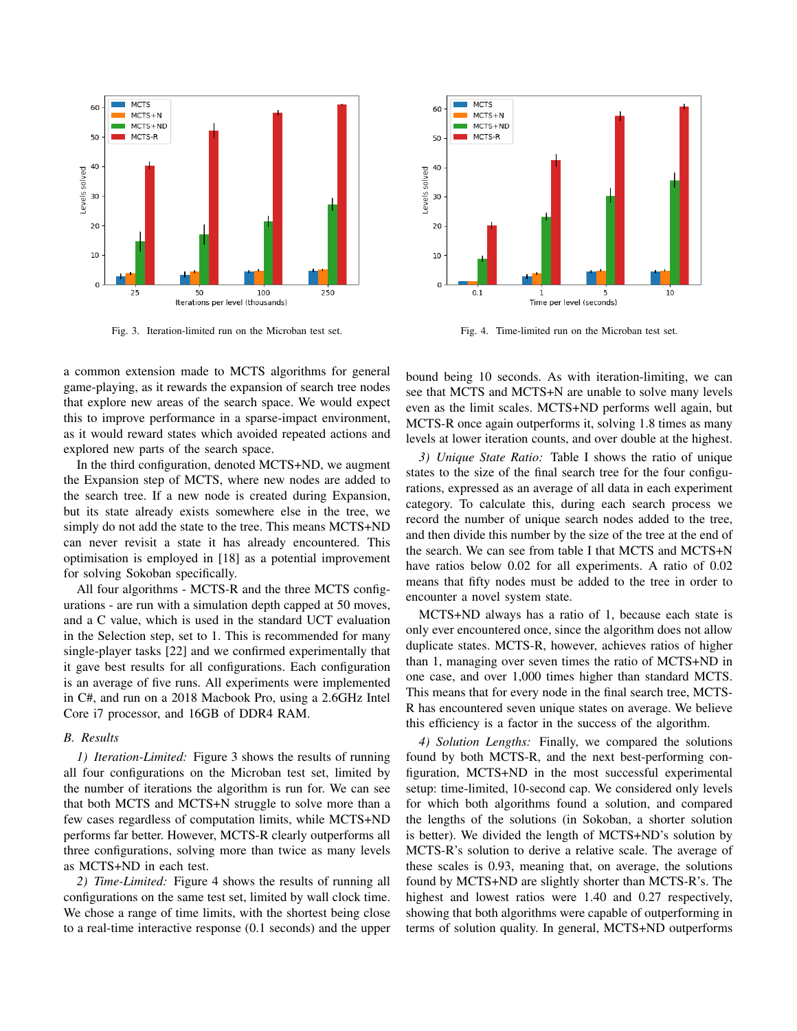Fig. 3. Iteration-limited run on the Microban test set.

Fig. 4. Time-limited run on the Microban test set.

a common extension made to MCTS algorithms for general game-playing, as it rewards the expansion of search tree nodes that explore new areas of the search space. We would expect this to improve performance in a sparse-impact environment, as it would reward states which avoided repeated actions and explored new parts of the search space.

In the third configuration, denoted MCTS+ND, we augment the Expansion step of MCTS, where new nodes are added to the search tree. If a new node is created during Expansion, but its state already exists somewhere else in the tree, we simply do not add the state to the tree. This means MCTS+ND can never revisit a state it has already encountered. This optimisation is employed in [18] as a potential improvement for solving Sokoban specifically.

All four algorithms - MCTS-R and the three MCTS configurations - are run with a simulation depth capped at 50 moves, and a C value, which is used in the standard UCT evaluation in the Selection step, set to 1. This is recommended for many single-player tasks [22] and we confirmed experimentally that it gave best results for all configurations. Each configuration is an average of five runs. All experiments were implemented in C#, and run on a 2018 Macbook Pro, using a 2.6GHz Intel Core i7 processor, and 16GB of DDR4 RAM.

### B. Results

*1) Iteration-Limited:* Figure 3 shows the results of running all four configurations on the Microban test set, limited by the number of iterations the algorithm is run for. We can see that both MCTS and MCTS+N struggle to solve more than a few cases regardless of computation limits, while MCTS+ND performs far better. However, MCTS-R clearly outperforms all three configurations, solving more than twice as many levels as MCTS+ND in each test.

*2) Time-Limited:* Figure 4 shows the results of running all configurations on the same test set, limited by wall clock time. We chose a range of time limits, with the shortest being close to a real-time interactive response (0.1 seconds) and the upper bound being 10 seconds. As with iteration-limiting, we can see that MCTS and MCTS+N are unable to solve many levels even as the limit scales. MCTS+ND performs well again, but MCTS-R once again outperforms it, solving 1.8 times as many levels at lower iteration counts, and over double at the highest.

*3) Unique State Ratio:* Table I shows the ratio of unique states to the size of the final search tree for the four configurations, expressed as an average of all data in each experiment category. To calculate this, during each search process we record the number of unique search nodes added to the tree, and then divide this number by the size of the tree at the end of the search. We can see from table I that MCTS and MCTS+N have ratios below 0.02 for all experiments. A ratio of 0.02 means that fifty nodes must be added to the tree in order to encounter a novel system state.

MCTS+ND always has a ratio of 1, because each state is only ever encountered once, since the algorithm does not allow duplicate states. MCTS-R, however, achieves ratios of higher than 1, managing over seven times the ratio of MCTS+ND in one case, and over 1,000 times higher than standard MCTS. This means that for every node in the final search tree, MCTS-R has encountered seven unique states on average. We believe this efficiency is a factor in the success of the algorithm.

*4) Solution Lengths:* Finally, we compared the solutions found by both MCTS-R, and the next best-performing configuration, MCTS+ND in the most successful experimental setup: time-limited, 10-second cap. We considered only levels for which both algorithms found a solution, and compared the lengths of the solutions (in Sokoban, a shorter solution is better). We divided the length of MCTS+ND's solution by MCTS-R's solution to derive a relative scale. The average of these scales is 0.93, meaning that, on average, the solutions found by MCTS+ND are slightly shorter than MCTS-R's. The highest and lowest ratios were 1.40 and 0.27 respectively, showing that both algorithms were capable of outperforming in terms of solution quality. In general, MCTS+ND outperforms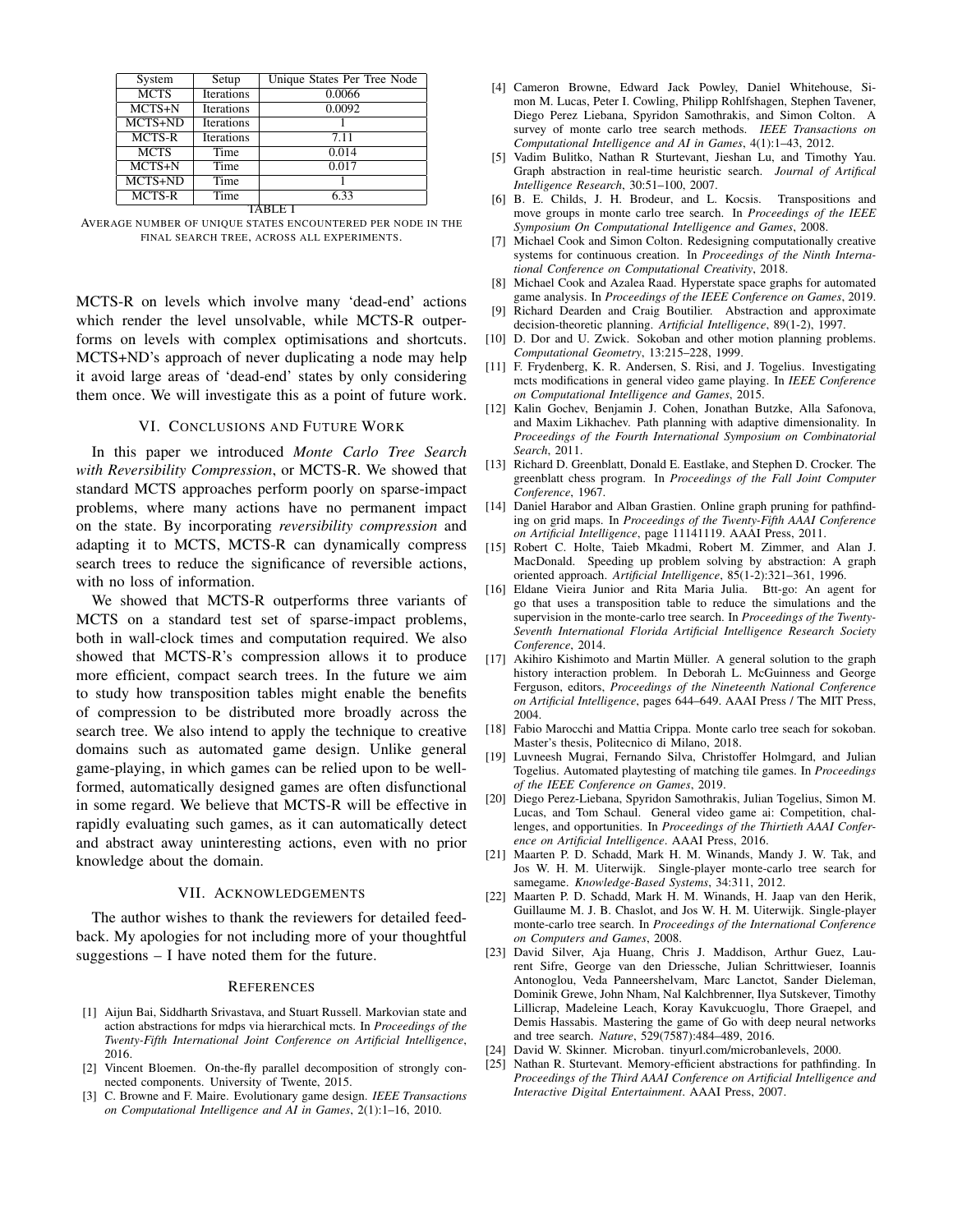| System | Setup | Unique States Per Tree Node |
|---|---|---|
| MCTS | Iterations | 0.0066 |
| MCTS+N | Iterations | 0.0092 |
| MCTS+ND | Iterations | 1 |
| MCTS-R | Iterations | 7.11 |
| MCTS | Time | 0.014 |
| MCTS+N | Time | 0.017 |
| MCTS+ND | Time | 1 |
| MCTS-R | Time | 6.33 |

TABLE I

AVERAGE NUMBER OF UNIQUE STATES ENCOUNTERED PER NODE IN THE FINAL SEARCH TREE, ACROSS ALL EXPERIMENTS.

MCTS-R on levels which involve many 'dead-end' actions which render the level unsolvable, while MCTS-R outperforms on levels with complex optimisations and shortcuts. MCTS+ND's approach of never duplicating a node may help it avoid large areas of 'dead-end' states by only considering them once. We will investigate this as a point of future work.

## VI. Conclusions and Future Work

In this paper we introduced *Monte Carlo Tree Search with Reversibility Compression*, or MCTS-R. We showed that standard MCTS approaches perform poorly on sparse-impact problems, where many actions have no permanent impact on the state. By incorporating *reversibility compression* and adapting it to MCTS, MCTS-R can dynamically compress search trees to reduce the significance of reversible actions, with no loss of information.

We showed that MCTS-R outperforms three variants of MCTS on a standard test set of sparse-impact problems, both in wall-clock times and computation required. We also showed that MCTS-R's compression allows it to produce more efficient, compact search trees. In the future we aim to study how transposition tables might enable the benefits of compression to be distributed more broadly across the search tree. We also intend to apply the technique to creative domains such as automated game design. Unlike general game-playing, in which games can be relied upon to be well-formed, automatically designed games are often disfunctional in some regard. We believe that MCTS-R will be effective in rapidly evaluating such games, as it can automatically detect and abstract away uninteresting actions, even with no prior knowledge about the domain.

## VII. Acknowledgements

The author wishes to thank the reviewers for detailed feedback. My apologies for not including more of your thoughtful suggestions – I have noted them for the future.

## References

[1] Aijun Bai, Siddharth Srivastava, and Stuart Russell. Markovian state and action abstractions for mdps via hierarchical mcts. In *Proceedings of the Twenty-Fifth International Joint Conference on Artificial Intelligence*, 2016.

[2] Vincent Bloemen. On-the-fly parallel decomposition of strongly connected components. University of Twente, 2015.

[3] C. Browne and F. Maire. Evolutionary game design. *IEEE Transactions on Computational Intelligence and AI in Games*, 2(1):1–16, 2010.

[4] Cameron Browne, Edward Jack Powley, Daniel Whitehouse, Simon M. Lucas, Peter I. Cowling, Philipp Rohlfshagen, Stephen Tavener, Diego Perez Liebana, Spyridon Samothrakis, and Simon Colton. A survey of monte carlo tree search methods. *IEEE Transactions on Computational Intelligence and AI in Games*, 4(1):1–43, 2012.

[5] Vadim Bulitko, Nathan R Sturtevant, Jieshan Lu, and Timothy Yau. Graph abstraction in real-time heuristic search. *Journal of Artifical Intelligence Research*, 30:51–100, 2007.

[6] B. E. Childs, J. H. Brodeur, and L. Kocsis. Transpositions and move groups in monte carlo tree search. In *Proceedings of the IEEE Symposium On Computational Intelligence and Games*, 2008.

[7] Michael Cook and Simon Colton. Redesigning computationally creative systems for continuous creation. In *Proceedings of the Ninth International Conference on Computational Creativity*, 2018.

[8] Michael Cook and Azalea Raad. Hyperstate space graphs for automated game analysis. In *Proceedings of the IEEE Conference on Games*, 2019.

[9] Richard Dearden and Craig Boutilier. Abstraction and approximate decision-theoretic planning. *Artificial Intelligence*, 89(1-2), 1997.

[10] D. Dor and U. Zwick. Sokoban and other motion planning problems. *Computational Geometry*, 13:215–228, 1999.

[11] F. Frydenberg, K. R. Andersen, S. Risi, and J. Togelius. Investigating mcts modifications in general video game playing. In *IEEE Conference on Computational Intelligence and Games*, 2015.

[12] Kalin Gochev, Benjamin J. Cohen, Jonathan Butzke, Alla Safonova, and Maxim Likhachev. Path planning with adaptive dimensionality. In *Proceedings of the Fourth International Symposium on Combinatorial Search*, 2011.

[13] Richard D. Greenblatt, Donald E. Eastlake, and Stephen D. Crocker. The greenblatt chess program. In *Proceedings of the Fall Joint Computer Conference*, 1967.

[14] Daniel Harabor and Alban Grastien. Online graph pruning for pathfinding on grid maps. In *Proceedings of the Twenty-Fifth AAAI Conference on Artificial Intelligence*, page 11141119. AAAI Press, 2011.

[15] Robert C. Holte, Taieb Mkadmi, Robert M. Zimmer, and Alan J. MacDonald. Speeding up problem solving by abstraction: A graph oriented approach. *Artificial Intelligence*, 85(1-2):321–361, 1996.

[16] Eldane Vieira Junior and Rita Maria Julia. Btt-go: An agent for go that uses a transposition table to reduce the simulations and the supervision in the monte-carlo tree search. In *Proceedings of the Twenty-Seventh International Florida Artificial Intelligence Research Society Conference*, 2014.

[17] Akihiro Kishimoto and Martin Müller. A general solution to the graph history interaction problem. In Deborah L. McGuinness and George Ferguson, editors, *Proceedings of the Nineteenth National Conference on Artificial Intelligence*, pages 644–649. AAAI Press / The MIT Press, 2004.

[18] Fabio Marocchi and Mattia Crippa. Monte carlo tree seach for sokoban. Master's thesis, Politecnico di Milano, 2018.

[19] Luvneesh Mugrai, Fernando Silva, Christoffer Holmgard, and Julian Togelius. Automated playtesting of matching tile games. In *Proceedings of the IEEE Conference on Games*, 2019.

[20] Diego Perez-Liebana, Spyridon Samothrakis, Julian Togelius, Simon M. Lucas, and Tom Schaul. General video game ai: Competition, challenges, and opportunities. In *Proceedings of the Thirtieth AAAI Conference on Artificial Intelligence*. AAAI Press, 2016.

[21] Maarten P. D. Schadd, Mark H. M. Winands, Mandy J. W. Tak, and Jos W. H. M. Uiterwijk. Single-player monte-carlo tree search for samegame. *Knowledge-Based Systems*, 34:311, 2012.

[22] Maarten P. D. Schadd, Mark H. M. Winands, H. Jaap van den Herik, Guillaume M. J. B. Chaslot, and Jos W. H. M. Uiterwijk. Single-player monte-carlo tree search. In *Proceedings of the International Conference on Computers and Games*, 2008.

[23] David Silver, Aja Huang, Chris J. Maddison, Arthur Guez, Laurent Sifre, George van den Driessche, Julian Schrittwieser, Ioannis Antonoglou, Veda Panneershelvam, Marc Lanctot, Sander Dieleman, Dominik Grewe, John Nham, Nal Kalchbrenner, Ilya Sutskever, Timothy Lillicrap, Madeleine Leach, Koray Kavukcuoglu, Thore Graepel, and Demis Hassabis. Mastering the game of Go with deep neural networks and tree search. *Nature*, 529(7587):484–489, 2016.

[24] David W. Skinner. Microban. tinyurl.com/microbanlevels, 2000.

[25] Nathan R. Sturtevant. Memory-efficient abstractions for pathfinding. In *Proceedings of the Third AAAI Conference on Artificial Intelligence and Interactive Digital Entertainment*. AAAI Press, 2007.